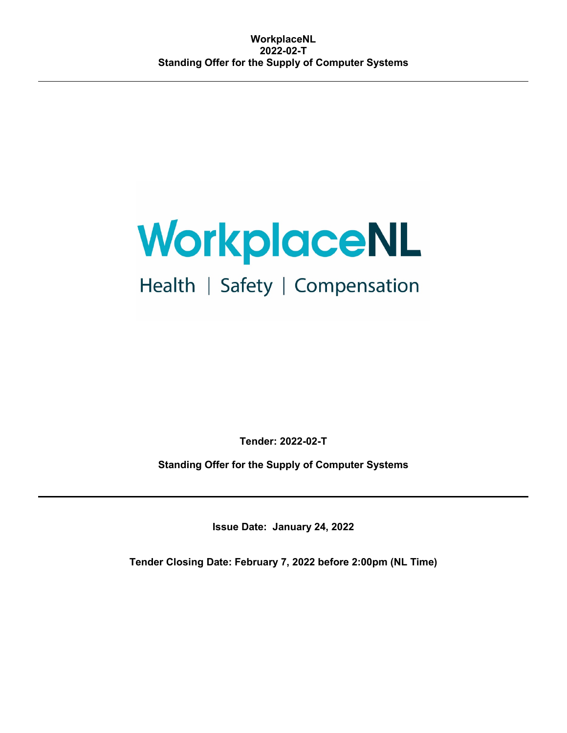# Tender: 2022-02-T

## Standing Offer for the Supply of Computer Systems

---

**Issue Date: January 24, 2022**

**Tender Closing Date: February 7, 2022 before 2:00pm (NL Time)**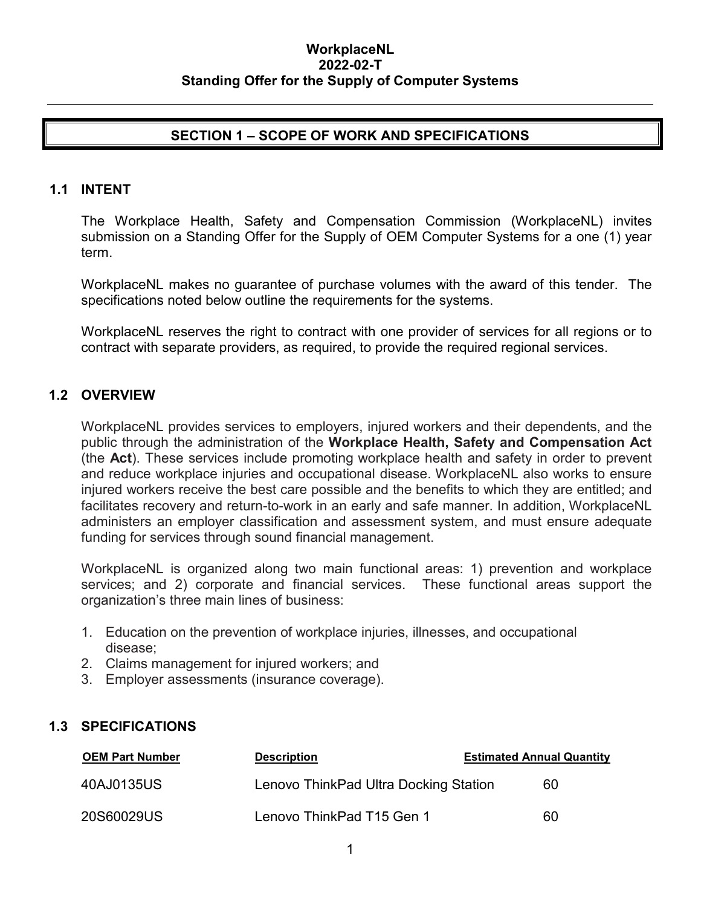**WorkplaceNL**
**2022-02-T**
**Standing Offer for the Supply of Computer Systems**

---

## SECTION 1 – SCOPE OF WORK AND SPECIFICATIONS

### 1.1 INTENT

The Workplace Health, Safety and Compensation Commission (WorkplaceNL) invites submission on a Standing Offer for the Supply of OEM Computer Systems for a one (1) year term.

WorkplaceNL makes no guarantee of purchase volumes with the award of this tender. The specifications noted below outline the requirements for the systems.

WorkplaceNL reserves the right to contract with one provider of services for all regions or to contract with separate providers, as required, to provide the required regional services.

### 1.2 OVERVIEW

WorkplaceNL provides services to employers, injured workers and their dependents, and the public through the administration of the **Workplace Health, Safety and Compensation Act** (the **Act**). These services include promoting workplace health and safety in order to prevent and reduce workplace injuries and occupational disease. WorkplaceNL also works to ensure injured workers receive the best care possible and the benefits to which they are entitled; and facilitates recovery and return-to-work in an early and safe manner. In addition, WorkplaceNL administers an employer classification and assessment system, and must ensure adequate funding for services through sound financial management.

WorkplaceNL is organized along two main functional areas: 1) prevention and workplace services; and 2) corporate and financial services. These functional areas support the organization's three main lines of business:

1. Education on the prevention of workplace injuries, illnesses, and occupational disease;
2. Claims management for injured workers; and
3. Employer assessments (insurance coverage).

### 1.3 SPECIFICATIONS

| OEM Part Number | Description | Estimated Annual Quantity |
|---|---|---|
| 40AJ0135US | Lenovo ThinkPad Ultra Docking Station | 60 |
| 20S60029US | Lenovo ThinkPad T15 Gen 1 | 60 |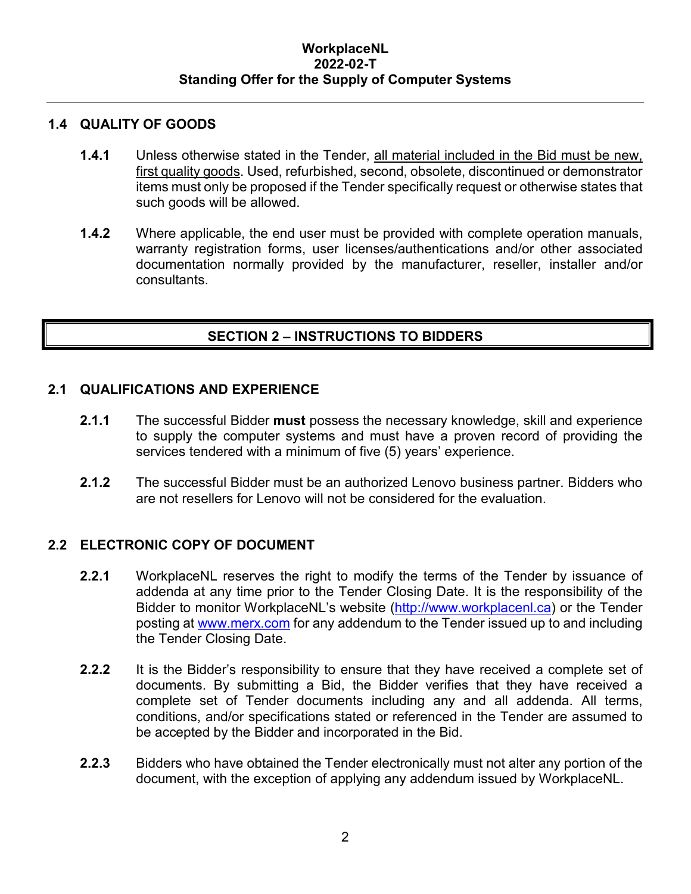## 1.4 QUALITY OF GOODS

**1.4.1** Unless otherwise stated in the Tender, <u>all material included in the Bid must be new, first quality goods</u>. Used, refurbished, second, obsolete, discontinued or demonstrator items must only be proposed if the Tender specifically request or otherwise states that such goods will be allowed.

**1.4.2** Where applicable, the end user must be provided with complete operation manuals, warranty registration forms, user licenses/authentications and/or other associated documentation normally provided by the manufacturer, reseller, installer and/or consultants.

# SECTION 2 – INSTRUCTIONS TO BIDDERS

## 2.1 QUALIFICATIONS AND EXPERIENCE

**2.1.1** The successful Bidder **must** possess the necessary knowledge, skill and experience to supply the computer systems and must have a proven record of providing the services tendered with a minimum of five (5) years' experience.

**2.1.2** The successful Bidder must be an authorized Lenovo business partner. Bidders who are not resellers for Lenovo will not be considered for the evaluation.

## 2.2 ELECTRONIC COPY OF DOCUMENT

**2.2.1** WorkplaceNL reserves the right to modify the terms of the Tender by issuance of addenda at any time prior to the Tender Closing Date. It is the responsibility of the Bidder to monitor WorkplaceNL's website ([http://www.workplacenl.ca](http://www.workplacenl.ca)) or the Tender posting at [www.merx.com](www.merx.com) for any addendum to the Tender issued up to and including the Tender Closing Date.

**2.2.2** It is the Bidder's responsibility to ensure that they have received a complete set of documents. By submitting a Bid, the Bidder verifies that they have received a complete set of Tender documents including any and all addenda. All terms, conditions, and/or specifications stated or referenced in the Tender are assumed to be accepted by the Bidder and incorporated in the Bid.

**2.2.3** Bidders who have obtained the Tender electronically must not alter any portion of the document, with the exception of applying any addendum issued by WorkplaceNL.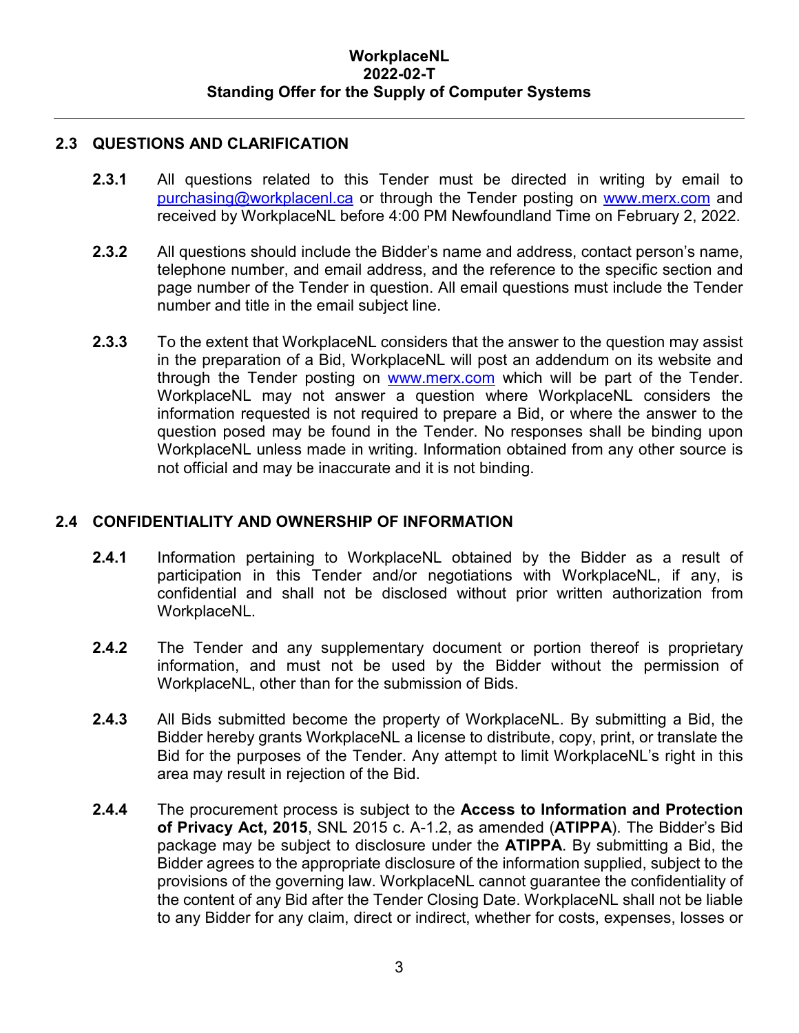## 2.3 QUESTIONS AND CLARIFICATION

**2.3.1** All questions related to this Tender must be directed in writing by email to purchasing@workplacenl.ca or through the Tender posting on www.merx.com and received by WorkplaceNL before 4:00 PM Newfoundland Time on February 2, 2022.

**2.3.2** All questions should include the Bidder's name and address, contact person's name, telephone number, and email address, and the reference to the specific section and page number of the Tender in question. All email questions must include the Tender number and title in the email subject line.

**2.3.3** To the extent that WorkplaceNL considers that the answer to the question may assist in the preparation of a Bid, WorkplaceNL will post an addendum on its website and through the Tender posting on www.merx.com which will be part of the Tender. WorkplaceNL may not answer a question where WorkplaceNL considers the information requested is not required to prepare a Bid, or where the answer to the question posed may be found in the Tender. No responses shall be binding upon WorkplaceNL unless made in writing. Information obtained from any other source is not official and may be inaccurate and it is not binding.

## 2.4 CONFIDENTIALITY AND OWNERSHIP OF INFORMATION

**2.4.1** Information pertaining to WorkplaceNL obtained by the Bidder as a result of participation in this Tender and/or negotiations with WorkplaceNL, if any, is confidential and shall not be disclosed without prior written authorization from WorkplaceNL.

**2.4.2** The Tender and any supplementary document or portion thereof is proprietary information, and must not be used by the Bidder without the permission of WorkplaceNL, other than for the submission of Bids.

**2.4.3** All Bids submitted become the property of WorkplaceNL. By submitting a Bid, the Bidder hereby grants WorkplaceNL a license to distribute, copy, print, or translate the Bid for the purposes of the Tender. Any attempt to limit WorkplaceNL's right in this area may result in rejection of the Bid.

**2.4.4** The procurement process is subject to the **Access to Information and Protection of Privacy Act, 2015**, SNL 2015 c. A-1.2, as amended (**ATIPPA**). The Bidder's Bid package may be subject to disclosure under the **ATIPPA**. By submitting a Bid, the Bidder agrees to the appropriate disclosure of the information supplied, subject to the provisions of the governing law. WorkplaceNL cannot guarantee the confidentiality of the content of any Bid after the Tender Closing Date. WorkplaceNL shall not be liable to any Bidder for any claim, direct or indirect, whether for costs, expenses, losses or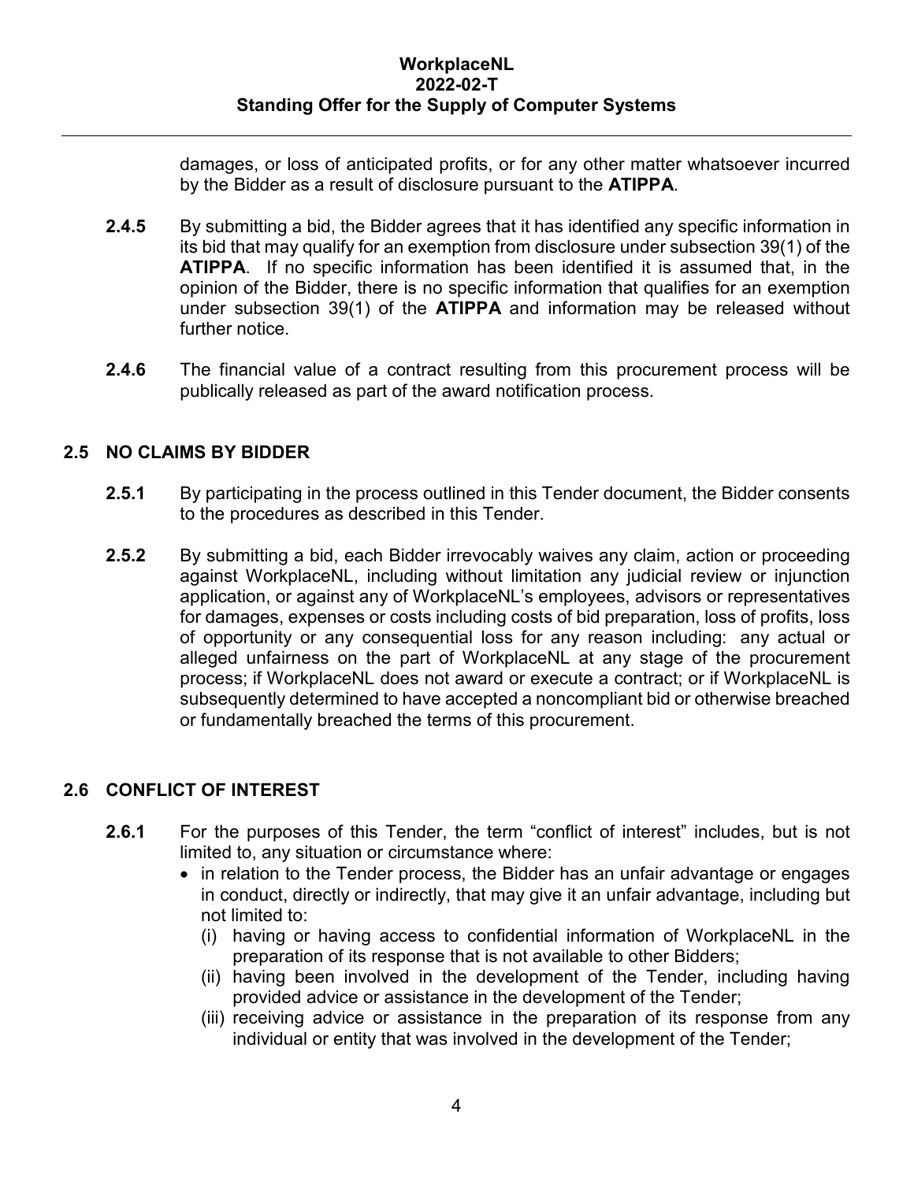damages, or loss of anticipated profits, or for any other matter whatsoever incurred by the Bidder as a result of disclosure pursuant to the **ATIPPA**.

**2.4.5** By submitting a bid, the Bidder agrees that it has identified any specific information in its bid that may qualify for an exemption from disclosure under subsection 39(1) of the **ATIPPA**. If no specific information has been identified it is assumed that, in the opinion of the Bidder, there is no specific information that qualifies for an exemption under subsection 39(1) of the **ATIPPA** and information may be released without further notice.

**2.4.6** The financial value of a contract resulting from this procurement process will be publically released as part of the award notification process.

## 2.5 NO CLAIMS BY BIDDER

**2.5.1** By participating in the process outlined in this Tender document, the Bidder consents to the procedures as described in this Tender.

**2.5.2** By submitting a bid, each Bidder irrevocably waives any claim, action or proceeding against WorkplaceNL, including without limitation any judicial review or injunction application, or against any of WorkplaceNL's employees, advisors or representatives for damages, expenses or costs including costs of bid preparation, loss of profits, loss of opportunity or any consequential loss for any reason including: any actual or alleged unfairness on the part of WorkplaceNL at any stage of the procurement process; if WorkplaceNL does not award or execute a contract; or if WorkplaceNL is subsequently determined to have accepted a noncompliant bid or otherwise breached or fundamentally breached the terms of this procurement.

## 2.6 CONFLICT OF INTEREST

**2.6.1** For the purposes of this Tender, the term "conflict of interest" includes, but is not limited to, any situation or circumstance where:

- in relation to the Tender process, the Bidder has an unfair advantage or engages in conduct, directly or indirectly, that may give it an unfair advantage, including but not limited to:
  - (i) having or having access to confidential information of WorkplaceNL in the preparation of its response that is not available to other Bidders;
  - (ii) having been involved in the development of the Tender, including having provided advice or assistance in the development of the Tender;
  - (iii) receiving advice or assistance in the preparation of its response from any individual or entity that was involved in the development of the Tender;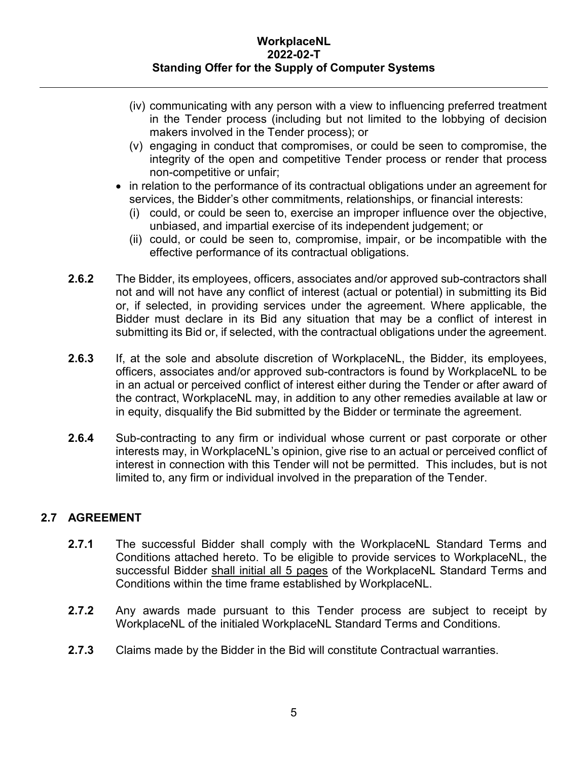(iv) communicating with any person with a view to influencing preferred treatment in the Tender process (including but not limited to the lobbying of decision makers involved in the Tender process); or
  (v) engaging in conduct that compromises, or could be seen to compromise, the integrity of the open and competitive Tender process or render that process non-competitive or unfair;
- in relation to the performance of its contractual obligations under an agreement for services, the Bidder's other commitments, relationships, or financial interests:
  (i) could, or could be seen to, exercise an improper influence over the objective, unbiased, and impartial exercise of its independent judgement; or
  (ii) could, or could be seen to, compromise, impair, or be incompatible with the effective performance of its contractual obligations.

**2.6.2** The Bidder, its employees, officers, associates and/or approved sub-contractors shall not and will not have any conflict of interest (actual or potential) in submitting its Bid or, if selected, in providing services under the agreement. Where applicable, the Bidder must declare in its Bid any situation that may be a conflict of interest in submitting its Bid or, if selected, with the contractual obligations under the agreement.

**2.6.3** If, at the sole and absolute discretion of WorkplaceNL, the Bidder, its employees, officers, associates and/or approved sub-contractors is found by WorkplaceNL to be in an actual or perceived conflict of interest either during the Tender or after award of the contract, WorkplaceNL may, in addition to any other remedies available at law or in equity, disqualify the Bid submitted by the Bidder or terminate the agreement.

**2.6.4** Sub-contracting to any firm or individual whose current or past corporate or other interests may, in WorkplaceNL's opinion, give rise to an actual or perceived conflict of interest in connection with this Tender will not be permitted. This includes, but is not limited to, any firm or individual involved in the preparation of the Tender.

## 2.7 AGREEMENT

**2.7.1** The successful Bidder shall comply with the WorkplaceNL Standard Terms and Conditions attached hereto. To be eligible to provide services to WorkplaceNL, the successful Bidder shall initial all 5 pages of the WorkplaceNL Standard Terms and Conditions within the time frame established by WorkplaceNL.

**2.7.2** Any awards made pursuant to this Tender process are subject to receipt by WorkplaceNL of the initialed WorkplaceNL Standard Terms and Conditions.

**2.7.3** Claims made by the Bidder in the Bid will constitute Contractual warranties.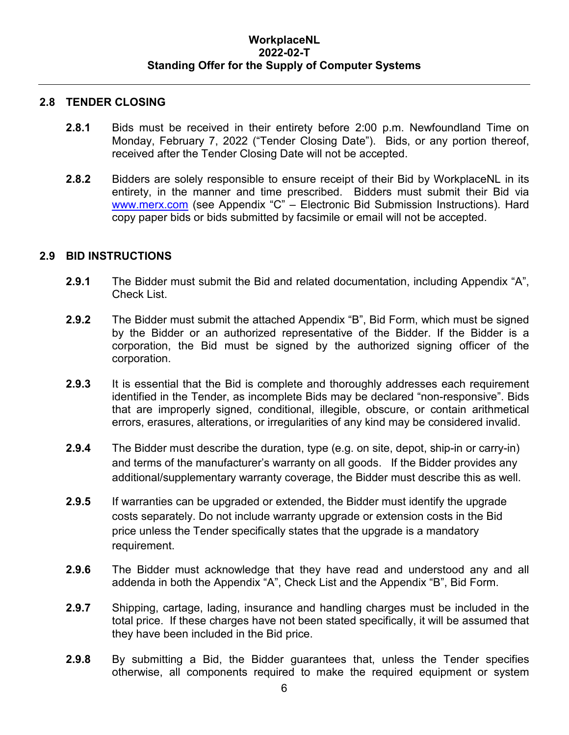## 2.8 TENDER CLOSING

**2.8.1** Bids must be received in their entirety before 2:00 p.m. Newfoundland Time on Monday, February 7, 2022 (“Tender Closing Date”). Bids, or any portion thereof, received after the Tender Closing Date will not be accepted.

**2.8.2** Bidders are solely responsible to ensure receipt of their Bid by WorkplaceNL in its entirety, in the manner and time prescribed. Bidders must submit their Bid via www.merx.com (see Appendix “C” – Electronic Bid Submission Instructions). Hard copy paper bids or bids submitted by facsimile or email will not be accepted.

## 2.9 BID INSTRUCTIONS

**2.9.1** The Bidder must submit the Bid and related documentation, including Appendix “A”, Check List.

**2.9.2** The Bidder must submit the attached Appendix “B”, Bid Form, which must be signed by the Bidder or an authorized representative of the Bidder. If the Bidder is a corporation, the Bid must be signed by the authorized signing officer of the corporation.

**2.9.3** It is essential that the Bid is complete and thoroughly addresses each requirement identified in the Tender, as incomplete Bids may be declared “non-responsive”. Bids that are improperly signed, conditional, illegible, obscure, or contain arithmetical errors, erasures, alterations, or irregularities of any kind may be considered invalid.

**2.9.4** The Bidder must describe the duration, type (e.g. on site, depot, ship-in or carry-in) and terms of the manufacturer’s warranty on all goods. If the Bidder provides any additional/supplementary warranty coverage, the Bidder must describe this as well.

**2.9.5** If warranties can be upgraded or extended, the Bidder must identify the upgrade costs separately. Do not include warranty upgrade or extension costs in the Bid price unless the Tender specifically states that the upgrade is a mandatory requirement.

**2.9.6** The Bidder must acknowledge that they have read and understood any and all addenda in both the Appendix “A”, Check List and the Appendix “B”, Bid Form.

**2.9.7** Shipping, cartage, lading, insurance and handling charges must be included in the total price. If these charges have not been stated specifically, it will be assumed that they have been included in the Bid price.

**2.9.8** By submitting a Bid, the Bidder guarantees that, unless the Tender specifies otherwise, all components required to make the required equipment or system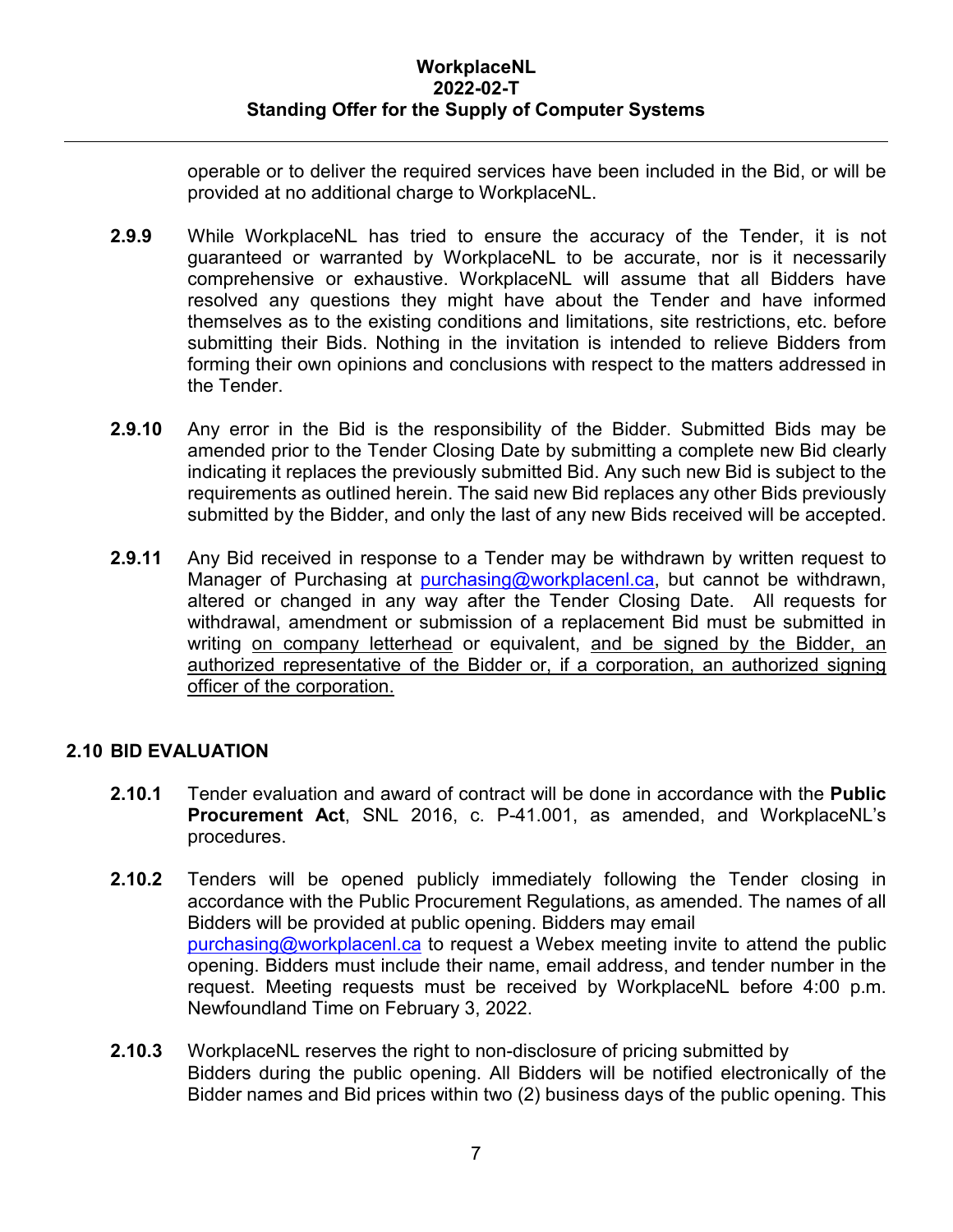operable or to deliver the required services have been included in the Bid, or will be provided at no additional charge to WorkplaceNL.

**2.9.9** While WorkplaceNL has tried to ensure the accuracy of the Tender, it is not guaranteed or warranted by WorkplaceNL to be accurate, nor is it necessarily comprehensive or exhaustive. WorkplaceNL will assume that all Bidders have resolved any questions they might have about the Tender and have informed themselves as to the existing conditions and limitations, site restrictions, etc. before submitting their Bids. Nothing in the invitation is intended to relieve Bidders from forming their own opinions and conclusions with respect to the matters addressed in the Tender.

**2.9.10** Any error in the Bid is the responsibility of the Bidder. Submitted Bids may be amended prior to the Tender Closing Date by submitting a complete new Bid clearly indicating it replaces the previously submitted Bid. Any such new Bid is subject to the requirements as outlined herein. The said new Bid replaces any other Bids previously submitted by the Bidder, and only the last of any new Bids received will be accepted.

**2.9.11** Any Bid received in response to a Tender may be withdrawn by written request to Manager of Purchasing at purchasing@workplacenl.ca, but cannot be withdrawn, altered or changed in any way after the Tender Closing Date. All requests for withdrawal, amendment or submission of a replacement Bid must be submitted in writing <u>on company letterhead</u> or equivalent, <u>and be signed by the Bidder, an authorized representative of the Bidder or, if a corporation, an authorized signing officer of the corporation.</u>

## 2.10 BID EVALUATION

**2.10.1** Tender evaluation and award of contract will be done in accordance with the **Public Procurement Act**, SNL 2016, c. P-41.001, as amended, and WorkplaceNL's procedures.

**2.10.2** Tenders will be opened publicly immediately following the Tender closing in accordance with the Public Procurement Regulations, as amended. The names of all Bidders will be provided at public opening. Bidders may email purchasing@workplacenl.ca to request a Webex meeting invite to attend the public opening. Bidders must include their name, email address, and tender number in the request. Meeting requests must be received by WorkplaceNL before 4:00 p.m. Newfoundland Time on February 3, 2022.

**2.10.3** WorkplaceNL reserves the right to non-disclosure of pricing submitted by Bidders during the public opening. All Bidders will be notified electronically of the Bidder names and Bid prices within two (2) business days of the public opening. This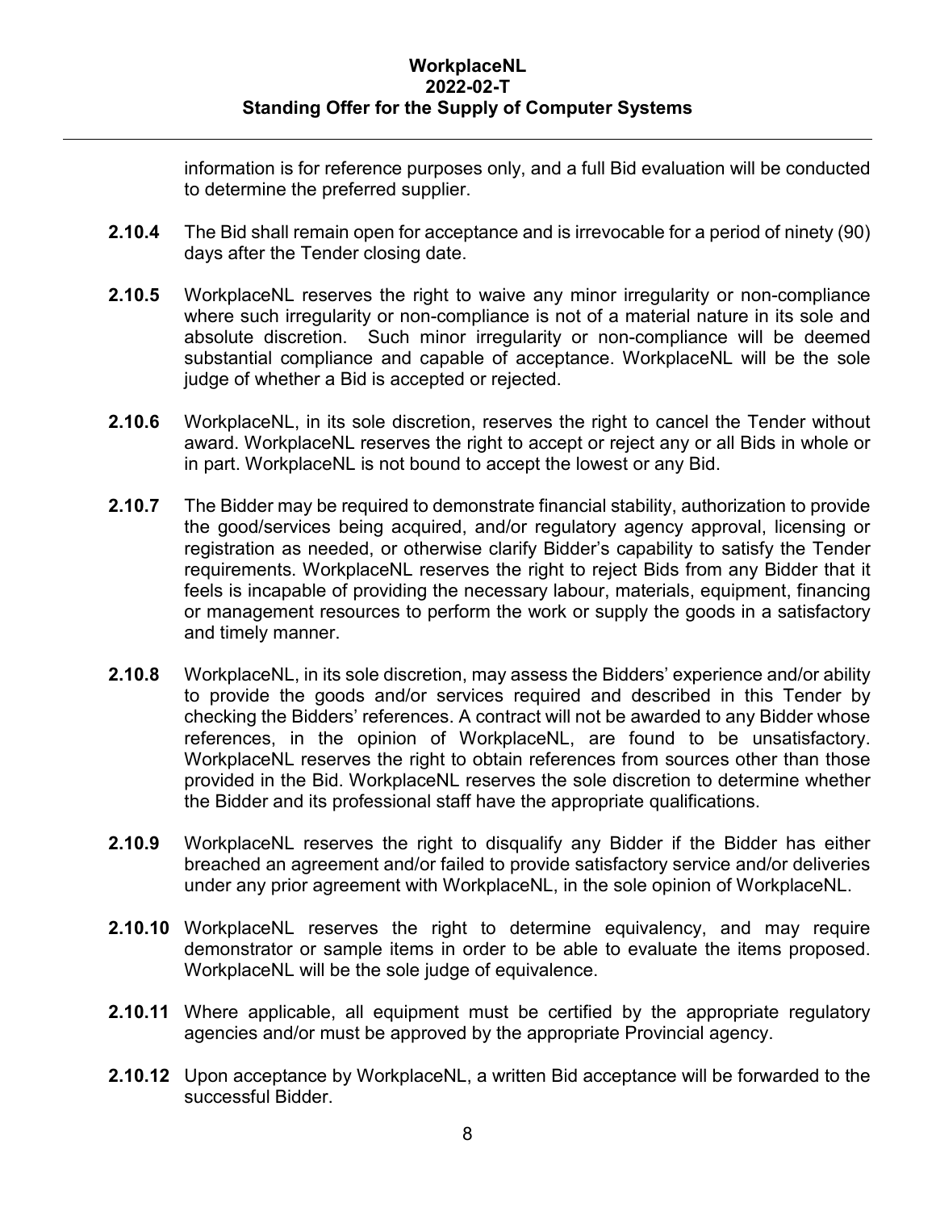information is for reference purposes only, and a full Bid evaluation will be conducted to determine the preferred supplier.

**2.10.4** The Bid shall remain open for acceptance and is irrevocable for a period of ninety (90) days after the Tender closing date.

**2.10.5** WorkplaceNL reserves the right to waive any minor irregularity or non-compliance where such irregularity or non-compliance is not of a material nature in its sole and absolute discretion. Such minor irregularity or non-compliance will be deemed substantial compliance and capable of acceptance. WorkplaceNL will be the sole judge of whether a Bid is accepted or rejected.

**2.10.6** WorkplaceNL, in its sole discretion, reserves the right to cancel the Tender without award. WorkplaceNL reserves the right to accept or reject any or all Bids in whole or in part. WorkplaceNL is not bound to accept the lowest or any Bid.

**2.10.7** The Bidder may be required to demonstrate financial stability, authorization to provide the good/services being acquired, and/or regulatory agency approval, licensing or registration as needed, or otherwise clarify Bidder's capability to satisfy the Tender requirements. WorkplaceNL reserves the right to reject Bids from any Bidder that it feels is incapable of providing the necessary labour, materials, equipment, financing or management resources to perform the work or supply the goods in a satisfactory and timely manner.

**2.10.8** WorkplaceNL, in its sole discretion, may assess the Bidders' experience and/or ability to provide the goods and/or services required and described in this Tender by checking the Bidders' references. A contract will not be awarded to any Bidder whose references, in the opinion of WorkplaceNL, are found to be unsatisfactory. WorkplaceNL reserves the right to obtain references from sources other than those provided in the Bid. WorkplaceNL reserves the sole discretion to determine whether the Bidder and its professional staff have the appropriate qualifications.

**2.10.9** WorkplaceNL reserves the right to disqualify any Bidder if the Bidder has either breached an agreement and/or failed to provide satisfactory service and/or deliveries under any prior agreement with WorkplaceNL, in the sole opinion of WorkplaceNL.

**2.10.10** WorkplaceNL reserves the right to determine equivalency, and may require demonstrator or sample items in order to be able to evaluate the items proposed. WorkplaceNL will be the sole judge of equivalence.

**2.10.11** Where applicable, all equipment must be certified by the appropriate regulatory agencies and/or must be approved by the appropriate Provincial agency.

**2.10.12** Upon acceptance by WorkplaceNL, a written Bid acceptance will be forwarded to the successful Bidder.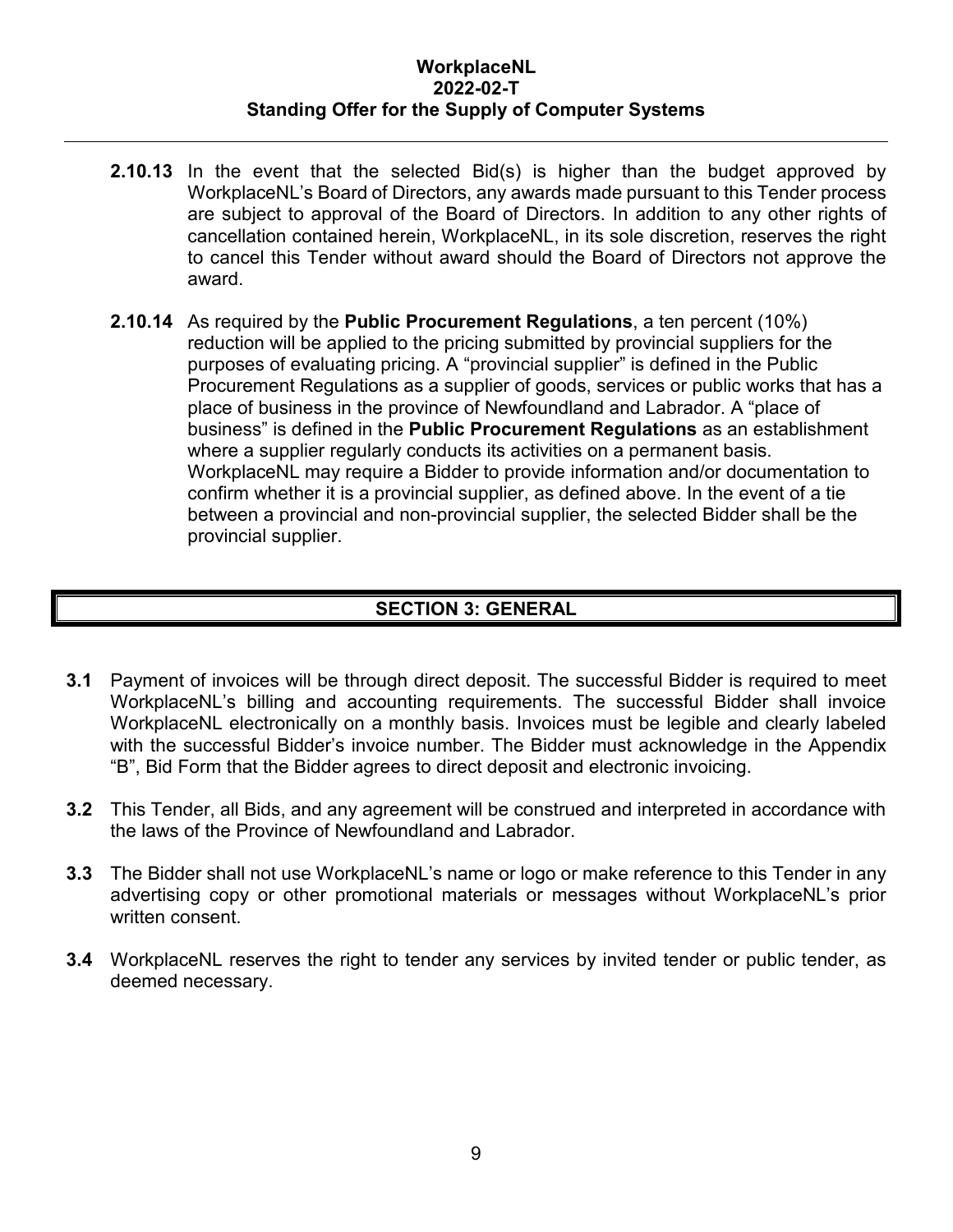**2.10.13** In the event that the selected Bid(s) is higher than the budget approved by WorkplaceNL's Board of Directors, any awards made pursuant to this Tender process are subject to approval of the Board of Directors. In addition to any other rights of cancellation contained herein, WorkplaceNL, in its sole discretion, reserves the right to cancel this Tender without award should the Board of Directors not approve the award.

**2.10.14** As required by the **Public Procurement Regulations**, a ten percent (10%) reduction will be applied to the pricing submitted by provincial suppliers for the purposes of evaluating pricing. A "provincial supplier" is defined in the Public Procurement Regulations as a supplier of goods, services or public works that has a place of business in the province of Newfoundland and Labrador. A "place of business" is defined in the **Public Procurement Regulations** as an establishment where a supplier regularly conducts its activities on a permanent basis. WorkplaceNL may require a Bidder to provide information and/or documentation to confirm whether it is a provincial supplier, as defined above. In the event of a tie between a provincial and non-provincial supplier, the selected Bidder shall be the provincial supplier.

## SECTION 3: GENERAL

**3.1** Payment of invoices will be through direct deposit. The successful Bidder is required to meet WorkplaceNL's billing and accounting requirements. The successful Bidder shall invoice WorkplaceNL electronically on a monthly basis. Invoices must be legible and clearly labeled with the successful Bidder's invoice number. The Bidder must acknowledge in the Appendix "B", Bid Form that the Bidder agrees to direct deposit and electronic invoicing.

**3.2** This Tender, all Bids, and any agreement will be construed and interpreted in accordance with the laws of the Province of Newfoundland and Labrador.

**3.3** The Bidder shall not use WorkplaceNL's name or logo or make reference to this Tender in any advertising copy or other promotional materials or messages without WorkplaceNL's prior written consent.

**3.4** WorkplaceNL reserves the right to tender any services by invited tender or public tender, as deemed necessary.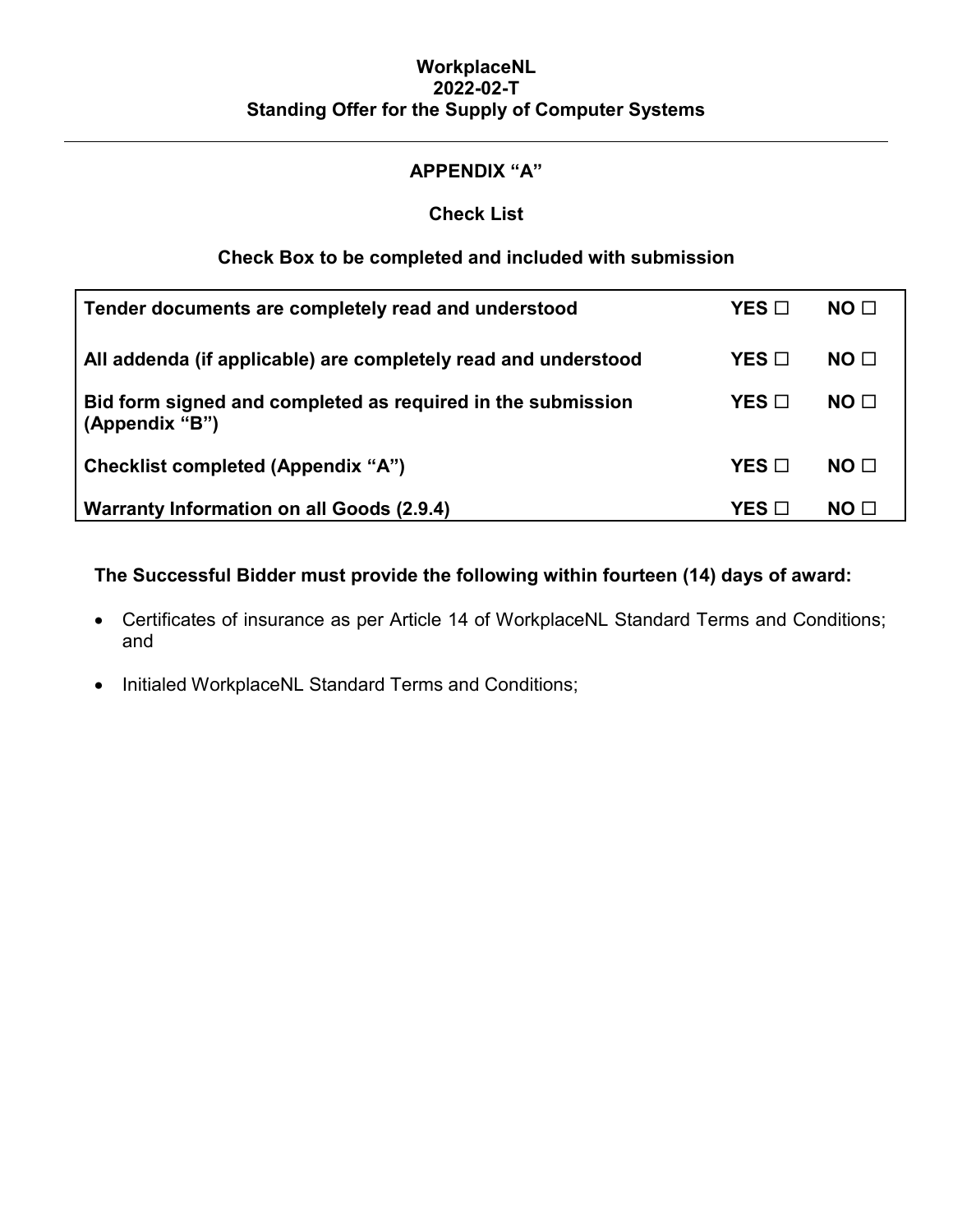# APPENDIX "A"

## Check List

### Check Box to be completed and included with submission

| | | |
|---|---|---|
| **Tender documents are completely read and understood** | **YES ☐** | **NO ☐** |
| **All addenda (if applicable) are completely read and understood** | **YES ☐** | **NO ☐** |
| **Bid form signed and completed as required in the submission (Appendix "B")** | **YES ☐** | **NO ☐** |
| **Checklist completed (Appendix "A")** | **YES ☐** | **NO ☐** |
| **Warranty Information on all Goods (2.9.4)** | **YES ☐** | **NO ☐** |

**The Successful Bidder must provide the following within fourteen (14) days of award:**

- Certificates of insurance as per Article 14 of WorkplaceNL Standard Terms and Conditions; and
- Initialed WorkplaceNL Standard Terms and Conditions;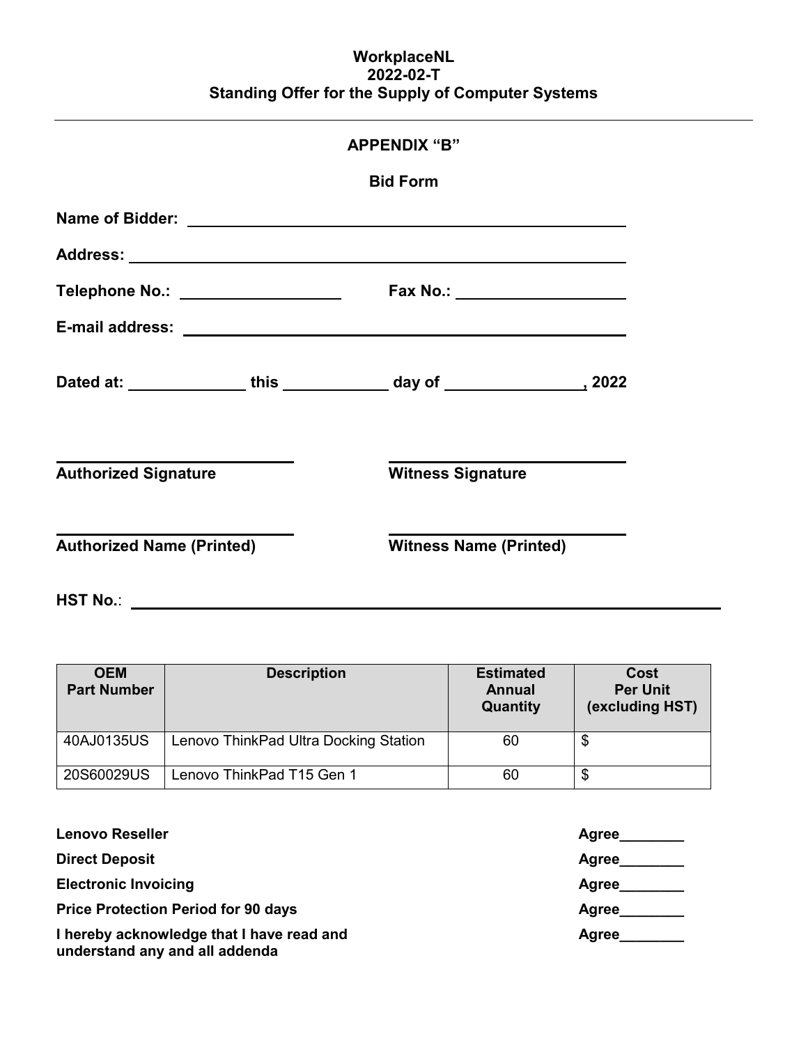## APPENDIX "B"

### Bid Form

**Name of Bidder:** ______________________________________________

**Address:** ______________________________________________

**Telephone No.:** ____________________ **Fax No.:** ____________________

**E-mail address:** ______________________________________________

**Dated at:** ______________ **this** ____________ **day of** ________________**, 2022**

______________________________
**Authorized Signature**

______________________________
**Witness Signature**

______________________________
**Authorized Name (Printed)**

______________________________
**Witness Name (Printed)**

**HST No.**: ______________________________________________________________

| OEM Part Number | Description | Estimated Annual Quantity | Cost Per Unit (excluding HST) |
|---|---|---|---|
| 40AJ0135US | Lenovo ThinkPad Ultra Docking Station | 60 | $ |
| 20S60029US | Lenovo ThinkPad T15 Gen 1 | 60 | $ |

**Lenovo Reseller** **Agree________**

**Direct Deposit** **Agree________**

**Electronic Invoicing** **Agree________**

**Price Protection Period for 90 days** **Agree________**

**I hereby acknowledge that I have read and understand any and all addenda** **Agree________**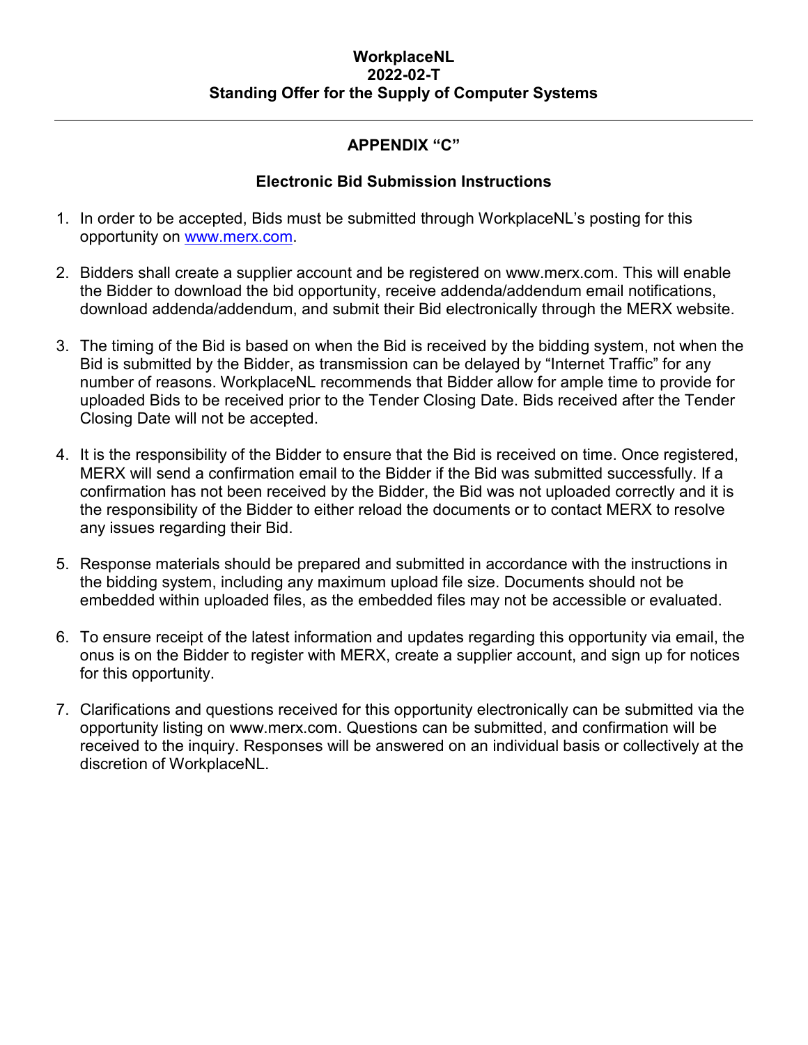## APPENDIX "C"

### Electronic Bid Submission Instructions

1. In order to be accepted, Bids must be submitted through WorkplaceNL's posting for this opportunity on [www.merx.com](http://www.merx.com).

2. Bidders shall create a supplier account and be registered on www.merx.com. This will enable the Bidder to download the bid opportunity, receive addenda/addendum email notifications, download addenda/addendum, and submit their Bid electronically through the MERX website.

3. The timing of the Bid is based on when the Bid is received by the bidding system, not when the Bid is submitted by the Bidder, as transmission can be delayed by "Internet Traffic" for any number of reasons. WorkplaceNL recommends that Bidder allow for ample time to provide for uploaded Bids to be received prior to the Tender Closing Date. Bids received after the Tender Closing Date will not be accepted.

4. It is the responsibility of the Bidder to ensure that the Bid is received on time. Once registered, MERX will send a confirmation email to the Bidder if the Bid was submitted successfully. If a confirmation has not been received by the Bidder, the Bid was not uploaded correctly and it is the responsibility of the Bidder to either reload the documents or to contact MERX to resolve any issues regarding their Bid.

5. Response materials should be prepared and submitted in accordance with the instructions in the bidding system, including any maximum upload file size. Documents should not be embedded within uploaded files, as the embedded files may not be accessible or evaluated.

6. To ensure receipt of the latest information and updates regarding this opportunity via email, the onus is on the Bidder to register with MERX, create a supplier account, and sign up for notices for this opportunity.

7. Clarifications and questions received for this opportunity electronically can be submitted via the opportunity listing on www.merx.com. Questions can be submitted, and confirmation will be received to the inquiry. Responses will be answered on an individual basis or collectively at the discretion of WorkplaceNL.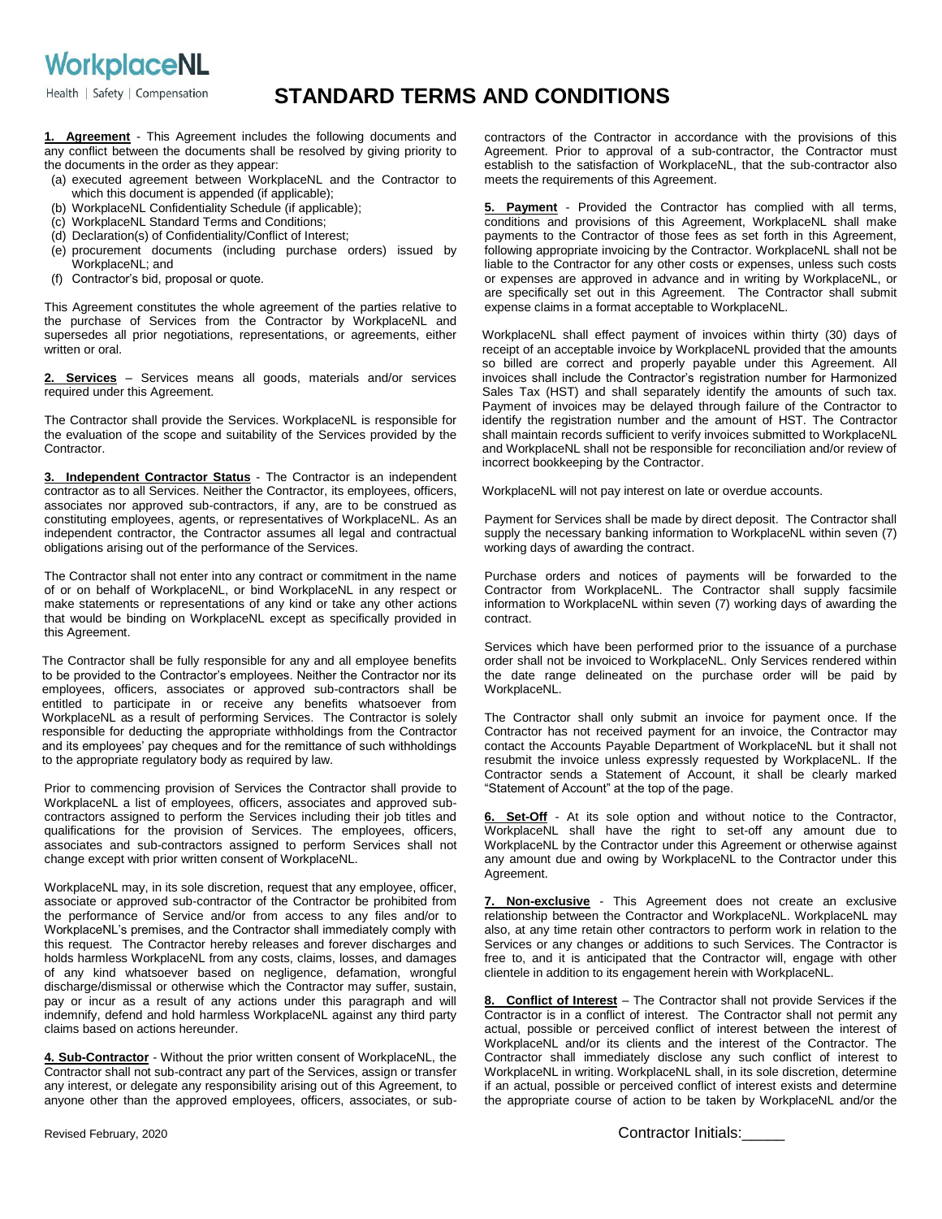WorkplaceNL

Health | Safety | Compensation

# STANDARD TERMS AND CONDITIONS

**1. Agreement** - This Agreement includes the following documents and any conflict between the documents shall be resolved by giving priority to the documents in the order as they appear:

(a) executed agreement between WorkplaceNL and the Contractor to which this document is appended (if applicable);
(b) WorkplaceNL Confidentiality Schedule (if applicable);
(c) WorkplaceNL Standard Terms and Conditions;
(d) Declaration(s) of Confidentiality/Conflict of Interest;
(e) procurement documents (including purchase orders) issued by WorkplaceNL; and
(f) Contractor's bid, proposal or quote.

This Agreement constitutes the whole agreement of the parties relative to the purchase of Services from the Contractor by WorkplaceNL and supersedes all prior negotiations, representations, or agreements, either written or oral.

**2. Services** – Services means all goods, materials and/or services required under this Agreement.

The Contractor shall provide the Services. WorkplaceNL is responsible for the evaluation of the scope and suitability of the Services provided by the Contractor.

**3. Independent Contractor Status** - The Contractor is an independent contractor as to all Services. Neither the Contractor, its employees, officers, associates nor approved sub-contractors, if any, are to be construed as constituting employees, agents, or representatives of WorkplaceNL. As an independent contractor, the Contractor assumes all legal and contractual obligations arising out of the performance of the Services.

The Contractor shall not enter into any contract or commitment in the name of or on behalf of WorkplaceNL, or bind WorkplaceNL in any respect or make statements or representations of any kind or take any other actions that would be binding on WorkplaceNL except as specifically provided in this Agreement.

The Contractor shall be fully responsible for any and all employee benefits to be provided to the Contractor's employees. Neither the Contractor nor its employees, officers, associates or approved sub-contractors shall be entitled to participate in or receive any benefits whatsoever from WorkplaceNL as a result of performing Services. The Contractor is solely responsible for deducting the appropriate withholdings from the Contractor and its employees' pay cheques and for the remittance of such withholdings to the appropriate regulatory body as required by law.

Prior to commencing provision of Services the Contractor shall provide to WorkplaceNL a list of employees, officers, associates and approved sub-contractors assigned to perform the Services including their job titles and qualifications for the provision of Services. The employees, officers, associates and sub-contractors assigned to perform Services shall not change except with prior written consent of WorkplaceNL.

WorkplaceNL may, in its sole discretion, request that any employee, officer, associate or approved sub-contractor of the Contractor be prohibited from the performance of Service and/or from access to any files and/or to WorkplaceNL's premises, and the Contractor shall immediately comply with this request. The Contractor hereby releases and forever discharges and holds harmless WorkplaceNL from any costs, claims, losses, and damages of any kind whatsoever based on negligence, defamation, wrongful discharge/dismissal or otherwise which the Contractor may suffer, sustain, pay or incur as a result of any actions under this paragraph and will indemnify, defend and hold harmless WorkplaceNL against any third party claims based on actions hereunder.

**4. Sub-Contractor** - Without the prior written consent of WorkplaceNL, the Contractor shall not sub-contract any part of the Services, assign or transfer any interest, or delegate any responsibility arising out of this Agreement, to anyone other than the approved employees, officers, associates, or sub-contractors of the Contractor in accordance with the provisions of this Agreement. Prior to approval of a sub-contractor, the Contractor must establish to the satisfaction of WorkplaceNL, that the sub-contractor also meets the requirements of this Agreement.

**5. Payment** - Provided the Contractor has complied with all terms, conditions and provisions of this Agreement, WorkplaceNL shall make payments to the Contractor of those fees as set forth in this Agreement, following appropriate invoicing by the Contractor. WorkplaceNL shall not be liable to the Contractor for any other costs or expenses, unless such costs or expenses are approved in advance and in writing by WorkplaceNL, or are specifically set out in this Agreement. The Contractor shall submit expense claims in a format acceptable to WorkplaceNL.

WorkplaceNL shall effect payment of invoices within thirty (30) days of receipt of an acceptable invoice by WorkplaceNL provided that the amounts so billed are correct and properly payable under this Agreement. All invoices shall include the Contractor's registration number for Harmonized Sales Tax (HST) and shall separately identify the amounts of such tax. Payment of invoices may be delayed through failure of the Contractor to identify the registration number and the amount of HST. The Contractor shall maintain records sufficient to verify invoices submitted to WorkplaceNL and WorkplaceNL shall not be responsible for reconciliation and/or review of incorrect bookkeeping by the Contractor.

WorkplaceNL will not pay interest on late or overdue accounts.

Payment for Services shall be made by direct deposit. The Contractor shall supply the necessary banking information to WorkplaceNL within seven (7) working days of awarding the contract.

Purchase orders and notices of payments will be forwarded to the Contractor from WorkplaceNL. The Contractor shall supply facsimile information to WorkplaceNL within seven (7) working days of awarding the contract.

Services which have been performed prior to the issuance of a purchase order shall not be invoiced to WorkplaceNL. Only Services rendered within the date range delineated on the purchase order will be paid by WorkplaceNL.

The Contractor shall only submit an invoice for payment once. If the Contractor has not received payment for an invoice, the Contractor may contact the Accounts Payable Department of WorkplaceNL but it shall not resubmit the invoice unless expressly requested by WorkplaceNL. If the Contractor sends a Statement of Account, it shall be clearly marked "Statement of Account" at the top of the page.

**6. Set-Off** - At its sole option and without notice to the Contractor, WorkplaceNL shall have the right to set-off any amount due to WorkplaceNL by the Contractor under this Agreement or otherwise against any amount due and owing by WorkplaceNL to the Contractor under this Agreement.

**7. Non-exclusive** - This Agreement does not create an exclusive relationship between the Contractor and WorkplaceNL. WorkplaceNL may also, at any time retain other contractors to perform work in relation to the Services or any changes or additions to such Services. The Contractor is free to, and it is anticipated that the Contractor will, engage with other clientele in addition to its engagement herein with WorkplaceNL.

**8. Conflict of Interest** – The Contractor shall not provide Services if the Contractor is in a conflict of interest. The Contractor shall not permit any actual, possible or perceived conflict of interest between the interest of WorkplaceNL and/or its clients and the interest of the Contractor. The Contractor shall immediately disclose any such conflict of interest to WorkplaceNL in writing. WorkplaceNL shall, in its sole discretion, determine if an actual, possible or perceived conflict of interest exists and determine the appropriate course of action to be taken by WorkplaceNL and/or the

Revised February, 2020

Contractor Initials:_____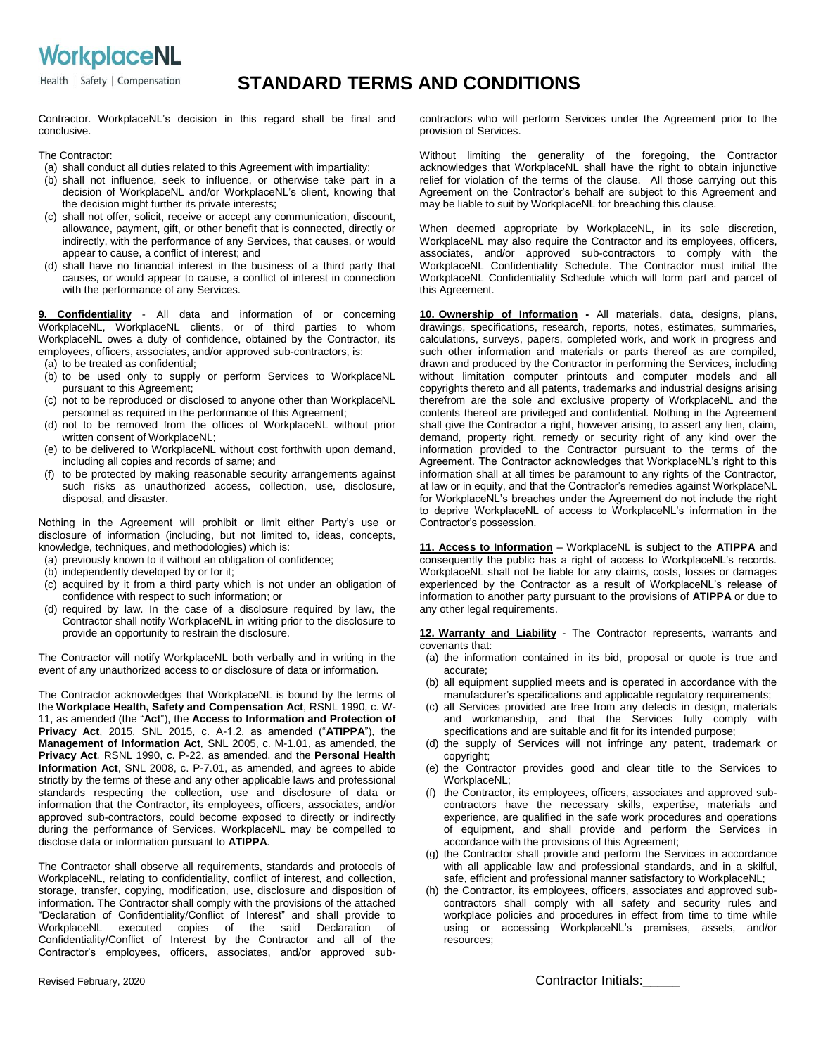Contractor. WorkplaceNL's decision in this regard shall be final and conclusive.

The Contractor:

(a) shall conduct all duties related to this Agreement with impartiality;
(b) shall not influence, seek to influence, or otherwise take part in a decision of WorkplaceNL and/or WorkplaceNL's client, knowing that the decision might further its private interests;
(c) shall not offer, solicit, receive or accept any communication, discount, allowance, payment, gift, or other benefit that is connected, directly or indirectly, with the performance of any Services, that causes, or would appear to cause, a conflict of interest; and
(d) shall have no financial interest in the business of a third party that causes, or would appear to cause, a conflict of interest in connection with the performance of any Services.

**9. Confidentiality** - All data and information of or concerning WorkplaceNL, WorkplaceNL clients, or of third parties to whom WorkplaceNL owes a duty of confidence, obtained by the Contractor, its employees, officers, associates, and/or approved sub-contractors, is:

(a) to be treated as confidential;
(b) to be used only to supply or perform Services to WorkplaceNL pursuant to this Agreement;
(c) not to be reproduced or disclosed to anyone other than WorkplaceNL personnel as required in the performance of this Agreement;
(d) not to be removed from the offices of WorkplaceNL without prior written consent of WorkplaceNL;
(e) to be delivered to WorkplaceNL without cost forthwith upon demand, including all copies and records of same; and
(f) to be protected by making reasonable security arrangements against such risks as unauthorized access, collection, use, disclosure, disposal, and disaster.

Nothing in the Agreement will prohibit or limit either Party's use or disclosure of information (including, but not limited to, ideas, concepts, knowledge, techniques, and methodologies) which is:

(a) previously known to it without an obligation of confidence;
(b) independently developed by or for it;
(c) acquired by it from a third party which is not under an obligation of confidence with respect to such information; or
(d) required by law. In the case of a disclosure required by law, the Contractor shall notify WorkplaceNL in writing prior to the disclosure to provide an opportunity to restrain the disclosure.

The Contractor will notify WorkplaceNL both verbally and in writing in the event of any unauthorized access to or disclosure of data or information.

The Contractor acknowledges that WorkplaceNL is bound by the terms of the **Workplace Health, Safety and Compensation Act**, RSNL 1990, c. W-11, as amended (the "**Act**"), the **Access to Information and Protection of Privacy Act**, 2015, SNL 2015, c. A-1.2, as amended ("**ATIPPA**"), the **Management of Information Act**, SNL 2005, c. M-1.01, as amended, the **Privacy Act**, RSNL 1990, c. P-22, as amended, and the **Personal Health Information Act**, SNL 2008, c. P-7.01, as amended, and agrees to abide strictly by the terms of these and any other applicable laws and professional standards respecting the collection, use and disclosure of data or information that the Contractor, its employees, officers, associates, and/or approved sub-contractors, could become exposed to directly or indirectly during the performance of Services. WorkplaceNL may be compelled to disclose data or information pursuant to **ATIPPA**.

The Contractor shall observe all requirements, standards and protocols of WorkplaceNL, relating to confidentiality, conflict of interest, and collection, storage, transfer, copying, modification, use, disclosure and disposition of information. The Contractor shall comply with the provisions of the attached "Declaration of Confidentiality/Conflict of Interest" and shall provide to WorkplaceNL executed copies of the said Declaration of Confidentiality/Conflict of Interest by the Contractor and all of the Contractor's employees, officers, associates, and/or approved sub-contractors who will perform Services under the Agreement prior to the provision of Services.

Without limiting the generality of the foregoing, the Contractor acknowledges that WorkplaceNL shall have the right to obtain injunctive relief for violation of the terms of the clause. All those carrying out this Agreement on the Contractor's behalf are subject to this Agreement and may be liable to suit by WorkplaceNL for breaching this clause.

When deemed appropriate by WorkplaceNL, in its sole discretion, WorkplaceNL may also require the Contractor and its employees, officers, associates, and/or approved sub-contractors to comply with the WorkplaceNL Confidentiality Schedule. The Contractor must initial the WorkplaceNL Confidentiality Schedule which will form part and parcel of this Agreement.

**10. Ownership of Information -** All materials, data, designs, plans, drawings, specifications, research, reports, notes, estimates, summaries, calculations, surveys, papers, completed work, and work in progress and such other information and materials or parts thereof as are compiled, drawn and produced by the Contractor in performing the Services, including without limitation computer printouts and computer models and all copyrights thereto and all patents, trademarks and industrial designs arising therefrom are the sole and exclusive property of WorkplaceNL and the contents thereof are privileged and confidential. Nothing in the Agreement shall give the Contractor a right, however arising, to assert any lien, claim, demand, property right, remedy or security right of any kind over the information provided to the Contractor pursuant to the terms of the Agreement. The Contractor acknowledges that WorkplaceNL's right to this information shall at all times be paramount to any rights of the Contractor, at law or in equity, and that the Contractor's remedies against WorkplaceNL for WorkplaceNL's breaches under the Agreement do not include the right to deprive WorkplaceNL of access to WorkplaceNL's information in the Contractor's possession.

**11. Access to Information** – WorkplaceNL is subject to the **ATIPPA** and consequently the public has a right of access to WorkplaceNL's records. WorkplaceNL shall not be liable for any claims, costs, losses or damages experienced by the Contractor as a result of WorkplaceNL's release of information to another party pursuant to the provisions of **ATIPPA** or due to any other legal requirements.

**12. Warranty and Liability** - The Contractor represents, warrants and covenants that:

(a) the information contained in its bid, proposal or quote is true and accurate;
(b) all equipment supplied meets and is operated in accordance with the manufacturer's specifications and applicable regulatory requirements;
(c) all Services provided are free from any defects in design, materials and workmanship, and that the Services fully comply with specifications and are suitable and fit for its intended purpose;
(d) the supply of Services will not infringe any patent, trademark or copyright;
(e) the Contractor provides good and clear title to the Services to WorkplaceNL;
(f) the Contractor, its employees, officers, associates and approved sub-contractors have the necessary skills, expertise, materials and experience, are qualified in the safe work procedures and operations of equipment, and shall provide and perform the Services in accordance with the provisions of this Agreement;
(g) the Contractor shall provide and perform the Services in accordance with all applicable law and professional standards, and in a skilful, safe, efficient and professional manner satisfactory to WorkplaceNL;
(h) the Contractor, its employees, officers, associates and approved sub-contractors shall comply with all safety and security rules and workplace policies and procedures in effect from time to time while using or accessing WorkplaceNL's premises, assets, and/or resources;

Contractor Initials:_____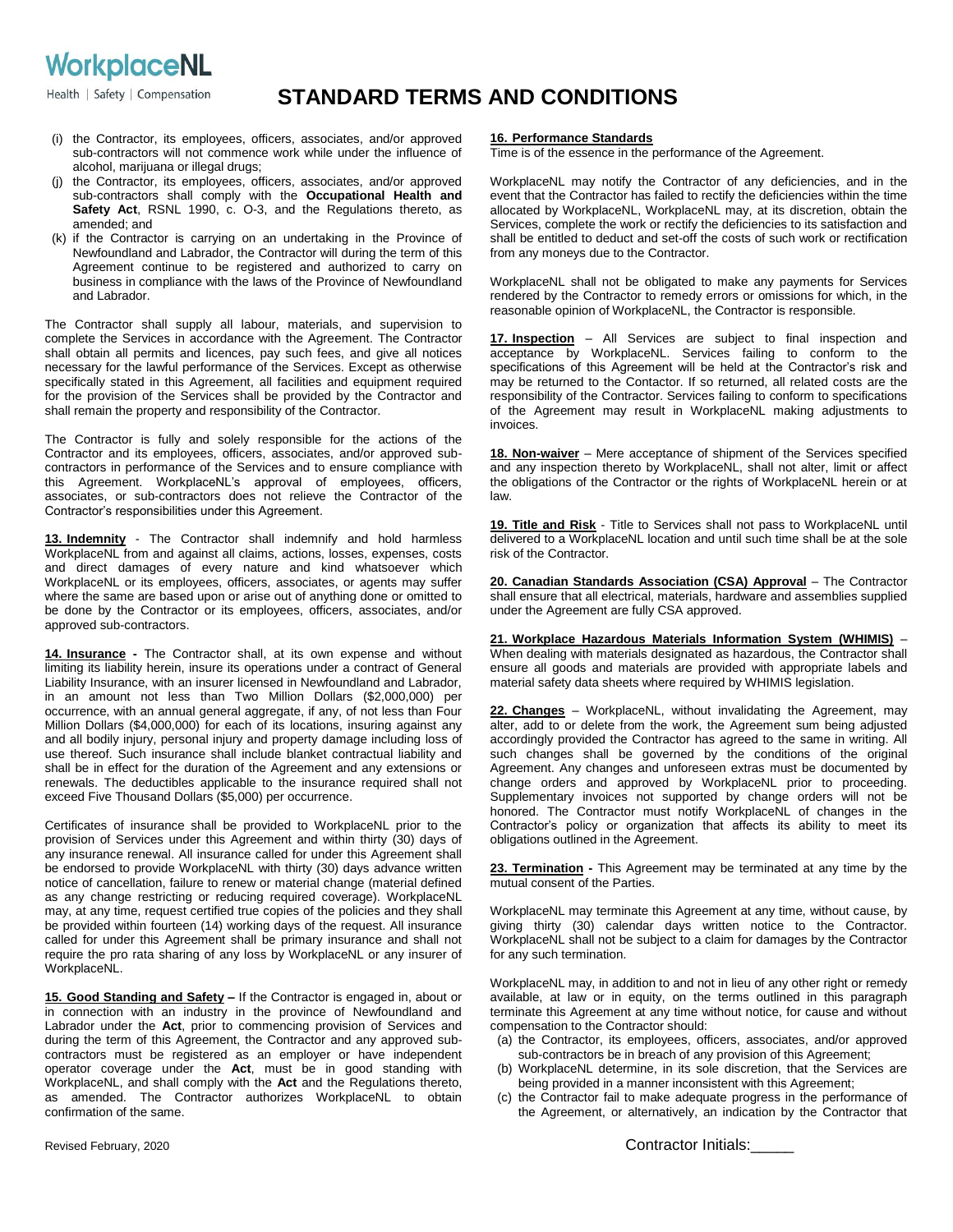# STANDARD TERMS AND CONDITIONS

(i) the Contractor, its employees, officers, associates, and/or approved sub-contractors will not commence work while under the influence of alcohol, marijuana or illegal drugs;

(j) the Contractor, its employees, officers, associates, and/or approved sub-contractors shall comply with the **Occupational Health and Safety Act**, RSNL 1990, c. O-3, and the Regulations thereto, as amended; and

(k) if the Contractor is carrying on an undertaking in the Province of Newfoundland and Labrador, the Contractor will during the term of this Agreement continue to be registered and authorized to carry on business in compliance with the laws of the Province of Newfoundland and Labrador.

The Contractor shall supply all labour, materials, and supervision to complete the Services in accordance with the Agreement. The Contractor shall obtain all permits and licences, pay such fees, and give all notices necessary for the lawful performance of the Services. Except as otherwise specifically stated in this Agreement, all facilities and equipment required for the provision of the Services shall be provided by the Contractor and shall remain the property and responsibility of the Contractor.

The Contractor is fully and solely responsible for the actions of the Contractor and its employees, officers, associates, and/or approved sub-contractors in performance of the Services and to ensure compliance with this Agreement. WorkplaceNL's approval of employees, officers, associates, or sub-contractors does not relieve the Contractor of the Contractor's responsibilities under this Agreement.

**13. Indemnity** - The Contractor shall indemnify and hold harmless WorkplaceNL from and against all claims, actions, losses, expenses, costs and direct damages of every nature and kind whatsoever which WorkplaceNL or its employees, officers, associates, or agents may suffer where the same are based upon or arise out of anything done or omitted to be done by the Contractor or its employees, officers, associates, and/or approved sub-contractors.

**14. Insurance -** The Contractor shall, at its own expense and without limiting its liability herein, insure its operations under a contract of General Liability Insurance, with an insurer licensed in Newfoundland and Labrador, in an amount not less than Two Million Dollars ($2,000,000) per occurrence, with an annual general aggregate, if any, of not less than Four Million Dollars ($4,000,000) for each of its locations, insuring against any and all bodily injury, personal injury and property damage including loss of use thereof. Such insurance shall include blanket contractual liability and shall be in effect for the duration of the Agreement and any extensions or renewals. The deductibles applicable to the insurance required shall not exceed Five Thousand Dollars ($5,000) per occurrence.

Certificates of insurance shall be provided to WorkplaceNL prior to the provision of Services under this Agreement and within thirty (30) days of any insurance renewal. All insurance called for under this Agreement shall be endorsed to provide WorkplaceNL with thirty (30) days advance written notice of cancellation, failure to renew or material change (material defined as any change restricting or reducing required coverage). WorkplaceNL may, at any time, request certified true copies of the policies and they shall be provided within fourteen (14) working days of the request. All insurance called for under this Agreement shall be primary insurance and shall not require the pro rata sharing of any loss by WorkplaceNL or any insurer of WorkplaceNL.

**15. Good Standing and Safety –** If the Contractor is engaged in, about or in connection with an industry in the province of Newfoundland and Labrador under the **Act**, prior to commencing provision of Services and during the term of this Agreement, the Contractor and any approved sub-contractors must be registered as an employer or have independent operator coverage under the **Act**, must be in good standing with WorkplaceNL, and shall comply with the **Act** and the Regulations thereto, as amended. The Contractor authorizes WorkplaceNL to obtain confirmation of the same.

**16. Performance Standards**

Time is of the essence in the performance of the Agreement.

WorkplaceNL may notify the Contractor of any deficiencies, and in the event that the Contractor has failed to rectify the deficiencies within the time allocated by WorkplaceNL, WorkplaceNL may, at its discretion, obtain the Services, complete the work or rectify the deficiencies to its satisfaction and shall be entitled to deduct and set-off the costs of such work or rectification from any moneys due to the Contractor.

WorkplaceNL shall not be obligated to make any payments for Services rendered by the Contractor to remedy errors or omissions for which, in the reasonable opinion of WorkplaceNL, the Contractor is responsible.

**17. Inspection** – All Services are subject to final inspection and acceptance by WorkplaceNL. Services failing to conform to the specifications of this Agreement will be held at the Contractor's risk and may be returned to the Contactor. If so returned, all related costs are the responsibility of the Contractor. Services failing to conform to specifications of the Agreement may result in WorkplaceNL making adjustments to invoices.

**18. Non-waiver** – Mere acceptance of shipment of the Services specified and any inspection thereto by WorkplaceNL, shall not alter, limit or affect the obligations of the Contractor or the rights of WorkplaceNL herein or at law.

**19. Title and Risk** - Title to Services shall not pass to WorkplaceNL until delivered to a WorkplaceNL location and until such time shall be at the sole risk of the Contractor.

**20. Canadian Standards Association (CSA) Approval** – The Contractor shall ensure that all electrical, materials, hardware and assemblies supplied under the Agreement are fully CSA approved.

**21. Workplace Hazardous Materials Information System (WHMIS)** – When dealing with materials designated as hazardous, the Contractor shall ensure all goods and materials are provided with appropriate labels and material safety data sheets where required by WHMIS legislation.

**22. Changes** – WorkplaceNL, without invalidating the Agreement, may alter, add to or delete from the work, the Agreement sum being adjusted accordingly provided the Contractor has agreed to the same in writing. All such changes shall be governed by the conditions of the original Agreement. Any changes and unforeseen extras must be documented by change orders and approved by WorkplaceNL prior to proceeding. Supplementary invoices not supported by change orders will not be honored. The Contractor must notify WorkplaceNL of changes in the Contractor's policy or organization that affects its ability to meet its obligations outlined in the Agreement.

**23. Termination -** This Agreement may be terminated at any time by the mutual consent of the Parties.

WorkplaceNL may terminate this Agreement at any time, without cause, by giving thirty (30) calendar days written notice to the Contractor. WorkplaceNL shall not be subject to a claim for damages by the Contractor for any such termination.

WorkplaceNL may, in addition to and not in lieu of any other right or remedy available, at law or in equity, on the terms outlined in this paragraph terminate this Agreement at any time without notice, for cause and without compensation to the Contractor should:

(a) the Contractor, its employees, officers, associates, and/or approved sub-contractors be in breach of any provision of this Agreement;

(b) WorkplaceNL determine, in its sole discretion, that the Services are being provided in a manner inconsistent with this Agreement;

(c) the Contractor fail to make adequate progress in the performance of the Agreement, or alternatively, an indication by the Contractor that

Revised February, 2020

Contractor Initials:_____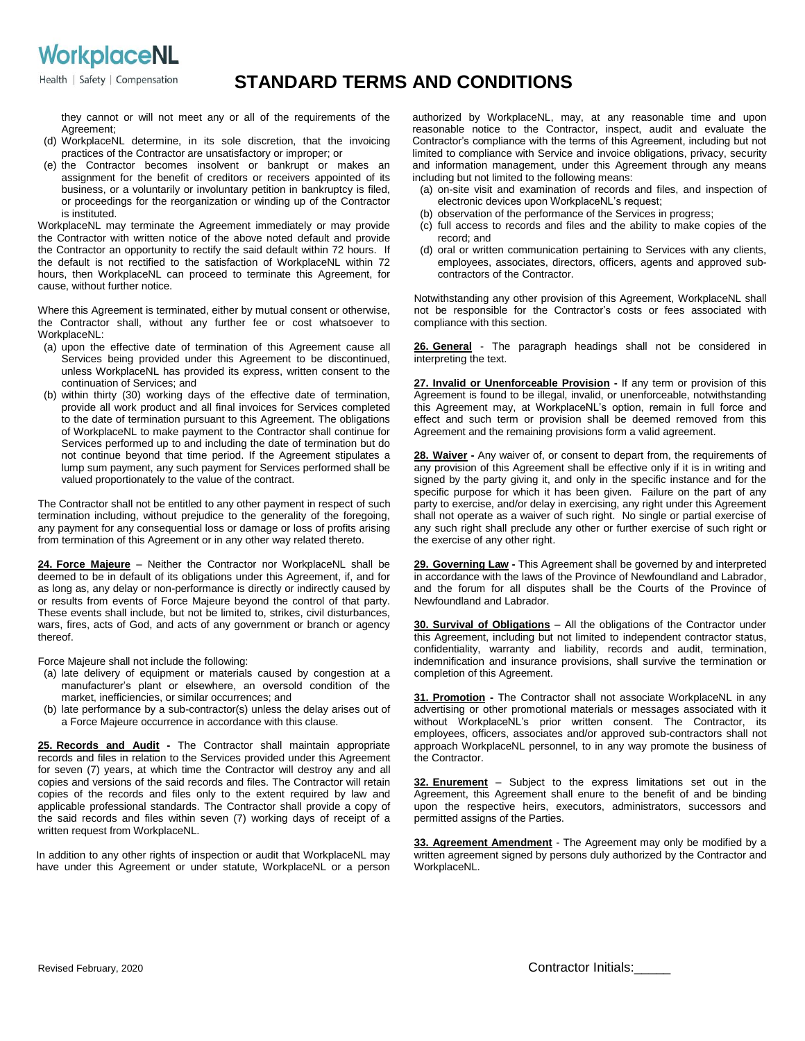they cannot or will not meet any or all of the requirements of the Agreement;

(d) WorkplaceNL determine, in its sole discretion, that the invoicing practices of the Contractor are unsatisfactory or improper; or

(e) the Contractor becomes insolvent or bankrupt or makes an assignment for the benefit of creditors or receivers appointed of its business, or a voluntarily or involuntary petition in bankruptcy is filed, or proceedings for the reorganization or winding up of the Contractor is instituted.

WorkplaceNL may terminate the Agreement immediately or may provide the Contractor with written notice of the above noted default and provide the Contractor an opportunity to rectify the said default within 72 hours. If the default is not rectified to the satisfaction of WorkplaceNL within 72 hours, then WorkplaceNL can proceed to terminate this Agreement, for cause, without further notice.

Where this Agreement is terminated, either by mutual consent or otherwise, the Contractor shall, without any further fee or cost whatsoever to WorkplaceNL:

(a) upon the effective date of termination of this Agreement cause all Services being provided under this Agreement to be discontinued, unless WorkplaceNL has provided its express, written consent to the continuation of Services; and

(b) within thirty (30) working days of the effective date of termination, provide all work product and all final invoices for Services completed to the date of termination pursuant to this Agreement. The obligations of WorkplaceNL to make payment to the Contractor shall continue for Services performed up to and including the date of termination but do not continue beyond that time period. If the Agreement stipulates a lump sum payment, any such payment for Services performed shall be valued proportionately to the value of the contract.

The Contractor shall not be entitled to any other payment in respect of such termination including, without prejudice to the generality of the foregoing, any payment for any consequential loss or damage or loss of profits arising from termination of this Agreement or in any other way related thereto.

**24. Force Majeure** – Neither the Contractor nor WorkplaceNL shall be deemed to be in default of its obligations under this Agreement, if, and for as long as, any delay or non-performance is directly or indirectly caused by or results from events of Force Majeure beyond the control of that party. These events shall include, but not be limited to, strikes, civil disturbances, wars, fires, acts of God, and acts of any government or branch or agency thereof.

Force Majeure shall not include the following:

(a) late delivery of equipment or materials caused by congestion at a manufacturer's plant or elsewhere, an oversold condition of the market, inefficiencies, or similar occurrences; and

(b) late performance by a sub-contractor(s) unless the delay arises out of a Force Majeure occurrence in accordance with this clause.

**25. Records and Audit -** The Contractor shall maintain appropriate records and files in relation to the Services provided under this Agreement for seven (7) years, at which time the Contractor will destroy any and all copies and versions of the said records and files. The Contractor will retain copies of the records and files only to the extent required by law and applicable professional standards. The Contractor shall provide a copy of the said records and files within seven (7) working days of receipt of a written request from WorkplaceNL.

In addition to any other rights of inspection or audit that WorkplaceNL may have under this Agreement or under statute, WorkplaceNL or a person authorized by WorkplaceNL, may, at any reasonable time and upon reasonable notice to the Contractor, inspect, audit and evaluate the Contractor's compliance with the terms of this Agreement, including but not limited to compliance with Service and invoice obligations, privacy, security and information management, under this Agreement through any means including but not limited to the following means:

(a) on-site visit and examination of records and files, and inspection of electronic devices upon WorkplaceNL's request;

(b) observation of the performance of the Services in progress;

(c) full access to records and files and the ability to make copies of the record; and

(d) oral or written communication pertaining to Services with any clients, employees, associates, directors, officers, agents and approved sub-contractors of the Contractor.

Notwithstanding any other provision of this Agreement, WorkplaceNL shall not be responsible for the Contractor's costs or fees associated with compliance with this section.

**26. General** - The paragraph headings shall not be considered in interpreting the text.

**27. Invalid or Unenforceable Provision -** If any term or provision of this Agreement is found to be illegal, invalid, or unenforceable, notwithstanding this Agreement may, at WorkplaceNL's option, remain in full force and effect and such term or provision shall be deemed removed from this Agreement and the remaining provisions form a valid agreement.

**28. Waiver -** Any waiver of, or consent to depart from, the requirements of any provision of this Agreement shall be effective only if it is in writing and signed by the party giving it, and only in the specific instance and for the specific purpose for which it has been given. Failure on the part of any party to exercise, and/or delay in exercising, any right under this Agreement shall not operate as a waiver of such right. No single or partial exercise of any such right shall preclude any other or further exercise of such right or the exercise of any other right.

**29. Governing Law -** This Agreement shall be governed by and interpreted in accordance with the laws of the Province of Newfoundland and Labrador, and the forum for all disputes shall be the Courts of the Province of Newfoundland and Labrador.

**30. Survival of Obligations** – All the obligations of the Contractor under this Agreement, including but not limited to independent contractor status, confidentiality, warranty and liability, records and audit, termination, indemnification and insurance provisions, shall survive the termination or completion of this Agreement.

**31. Promotion -** The Contractor shall not associate WorkplaceNL in any advertising or other promotional materials or messages associated with it without WorkplaceNL's prior written consent. The Contractor, its employees, officers, associates and/or approved sub-contractors shall not approach WorkplaceNL personnel, to in any way promote the business of the Contractor.

**32. Enurement** – Subject to the express limitations set out in the Agreement, this Agreement shall enure to the benefit of and be binding upon the respective heirs, executors, administrators, successors and permitted assigns of the Parties.

**33. Agreement Amendment** - The Agreement may only be modified by a written agreement signed by persons duly authorized by the Contractor and WorkplaceNL.

Contractor Initials:_____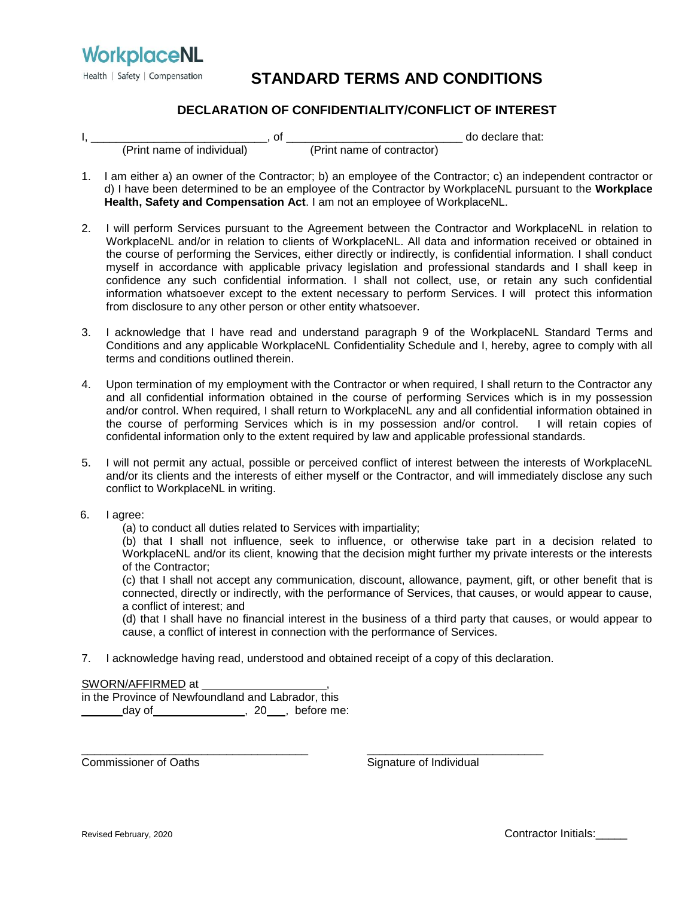WorkplaceNL

Health | Safety | Compensation

# STANDARD TERMS AND CONDITIONS

## DECLARATION OF CONFIDENTIALITY/CONFLICT OF INTEREST

I, ____________________________, of ____________________________ do declare that:
(Print name of individual) (Print name of contractor)

1. I am either a) an owner of the Contractor; b) an employee of the Contractor; c) an independent contractor or d) I have been determined to be an employee of the Contractor by WorkplaceNL pursuant to the **Workplace Health, Safety and Compensation Act**. I am not an employee of WorkplaceNL.

2. I will perform Services pursuant to the Agreement between the Contractor and WorkplaceNL in relation to WorkplaceNL and/or in relation to clients of WorkplaceNL. All data and information received or obtained in the course of performing the Services, either directly or indirectly, is confidential information. I shall conduct myself in accordance with applicable privacy legislation and professional standards and I shall keep in confidence any such confidential information. I shall not collect, use, or retain any such confidential information whatsoever except to the extent necessary to perform Services. I will protect this information from disclosure to any other person or other entity whatsoever.

3. I acknowledge that I have read and understand paragraph 9 of the WorkplaceNL Standard Terms and Conditions and any applicable WorkplaceNL Confidentiality Schedule and I, hereby, agree to comply with all terms and conditions outlined therein.

4. Upon termination of my employment with the Contractor or when required, I shall return to the Contractor any and all confidential information obtained in the course of performing Services which is in my possession and/or control. When required, I shall return to WorkplaceNL any and all confidential information obtained in the course of performing Services which is in my possession and/or control. I will retain copies of confidental information only to the extent required by law and applicable professional standards.

5. I will not permit any actual, possible or perceived conflict of interest between the interests of WorkplaceNL and/or its clients and the interests of either myself or the Contractor, and will immediately disclose any such conflict to WorkplaceNL in writing.

6. I agree:
   (a) to conduct all duties related to Services with impartiality;
   (b) that I shall not influence, seek to influence, or otherwise take part in a decision related to WorkplaceNL and/or its client, knowing that the decision might further my private interests or the interests of the Contractor;
   (c) that I shall not accept any communication, discount, allowance, payment, gift, or other benefit that is connected, directly or indirectly, with the performance of Services, that causes, or would appear to cause, a conflict of interest; and
   (d) that I shall have no financial interest in the business of a third party that causes, or would appear to cause, a conflict of interest in connection with the performance of Services.

7. I acknowledge having read, understood and obtained receipt of a copy of this declaration.

SWORN/AFFIRMED at ____________________,
in the Province of Newfoundland and Labrador, this
_______day of_______________, 20___, before me:

_____________________________________ _____________________________
Commissioner of Oaths Signature of Individual

Revised February, 2020

Contractor Initials:_____